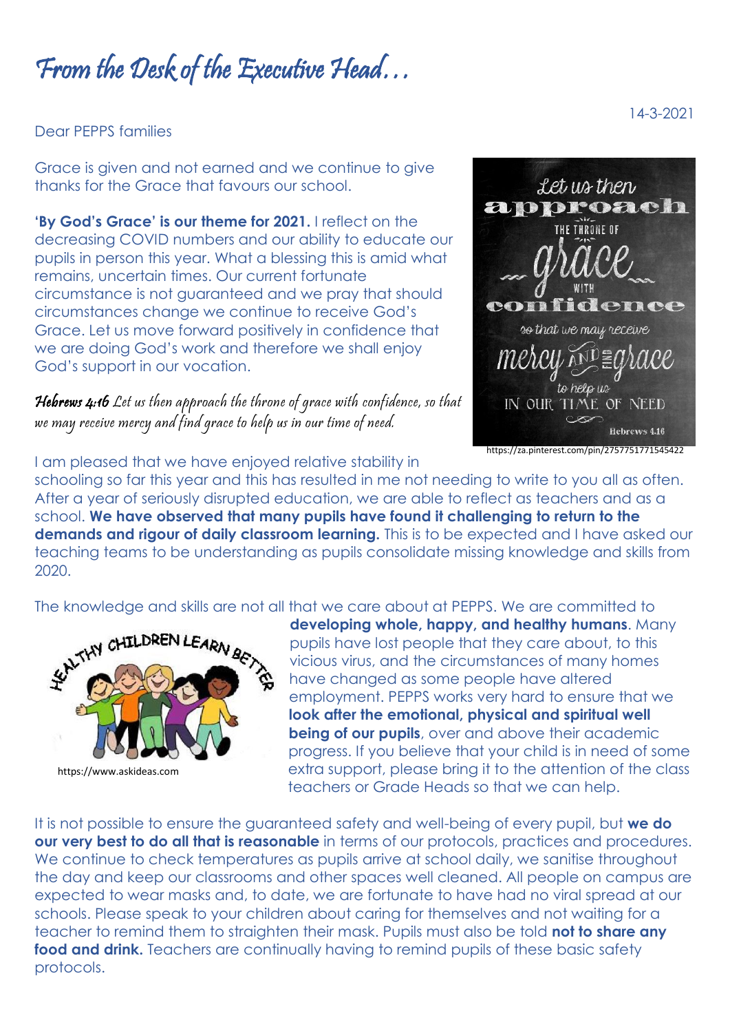# *From the Desk of the Executive Head…*

14-3-2021

Dear PEPPS families

Grace is given and not earned and we continue to give thanks for the Grace that favours our school.

**'By God's Grace' is our theme for 2021.** I reflect on the decreasing COVID numbers and our ability to educate our pupils in person this year. What a blessing this is amid what remains, uncertain times. Our current fortunate circumstance is not guaranteed and we pray that should circumstances change we continue to receive God's Grace. Let us move forward positively in confidence that we are doing God's work and therefore we shall enjoy God's support in our vocation.

***Hebrews 4:16*** *Let us then approach the throne of grace with confidence, so that we may receive mercy and find grace to help us in our time of need.*

https://za.pinterest.com/pin/2757751771545422

I am pleased that we have enjoyed relative stability in schooling so far this year and this has resulted in me not needing to write to you all as often. After a year of seriously disrupted education, we are able to reflect as teachers and as a school. **We have observed that many pupils have found it challenging to return to the demands and rigour of daily classroom learning.** This is to be expected and I have asked our teaching teams to be understanding as pupils consolidate missing knowledge and skills from 2020.

The knowledge and skills are not all that we care about at PEPPS. We are committed to **developing whole, happy, and healthy humans**. Many pupils have lost people that they care about, to this vicious virus, and the circumstances of many homes have changed as some people have altered employment. PEPPS works very hard to ensure that we **look after the emotional, physical and spiritual well being of our pupils**, over and above their academic progress. If you believe that your child is in need of some extra support, please bring it to the attention of the class teachers or Grade Heads so that we can help.

https://www.askideas.com

It is not possible to ensure the guaranteed safety and well-being of every pupil, but **we do our very best to do all that is reasonable** in terms of our protocols, practices and procedures. We continue to check temperatures as pupils arrive at school daily, we sanitise throughout the day and keep our classrooms and other spaces well cleaned. All people on campus are expected to wear masks and, to date, we are fortunate to have had no viral spread at our schools. Please speak to your children about caring for themselves and not waiting for a teacher to remind them to straighten their mask. Pupils must also be told **not to share any food and drink.** Teachers are continually having to remind pupils of these basic safety protocols.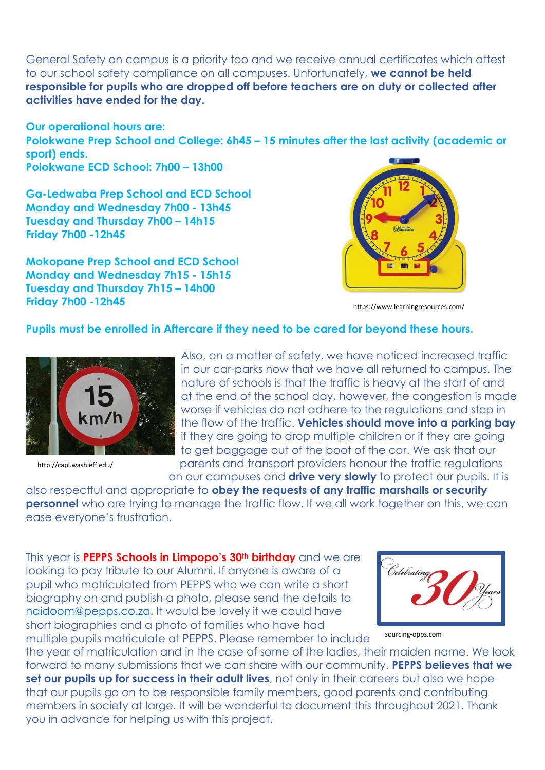General Safety on campus is a priority too and we receive annual certificates which attest to our school safety compliance on all campuses. Unfortunately, **we cannot be held responsible for pupils who are dropped off before teachers are on duty or collected after activities have ended for the day.**

**Our operational hours are:**
**Polokwane Prep School and College: 6h45 – 15 minutes after the last activity (academic or sport) ends.**
**Polokwane ECD School: 7h00 – 13h00**

**Ga-Ledwaba Prep School and ECD School**
**Monday and Wednesday 7h00 - 13h45**
**Tuesday and Thursday 7h00 – 14h15**
**Friday 7h00 -12h45**

**Mokopane Prep School and ECD School**
**Monday and Wednesday 7h15 - 15h15**
**Tuesday and Thursday 7h15 – 14h00**
**Friday 7h00 -12h45**

https://www.learningresources.com/

**Pupils must be enrolled in Aftercare if they need to be cared for beyond these hours.**

http://capl.washjeff.edu/

Also, on a matter of safety, we have noticed increased traffic in our car-parks now that we have all returned to campus. The nature of schools is that the traffic is heavy at the start of and at the end of the school day, however, the congestion is made worse if vehicles do not adhere to the regulations and stop in the flow of the traffic. **Vehicles should move into a parking bay** if they are going to drop multiple children or if they are going to get baggage out of the boot of the car. We ask that our parents and transport providers honour the traffic regulations on our campuses and **drive very slowly** to protect our pupils. It is also respectful and appropriate to **obey the requests of any traffic marshalls or security personnel** who are trying to manage the traffic flow. If we all work together on this, we can ease everyone's frustration.

This year is **PEPPS Schools in Limpopo's 30th birthday** and we are looking to pay tribute to our Alumni. If anyone is aware of a pupil who matriculated from PEPPS who we can write a short biography on and publish a photo, please send the details to naidoom@pepps.co.za. It would be lovely if we could have short biographies and a photo of families who have had multiple pupils matriculate at PEPPS. Please remember to include the year of matriculation and in the case of some of the ladies, their maiden name. We look forward to many submissions that we can share with our community. **PEPPS believes that we set our pupils up for success in their adult lives**, not only in their careers but also we hope that our pupils go on to be responsible family members, good parents and contributing members in society at large. It will be wonderful to document this throughout 2021. Thank you in advance for helping us with this project.

sourcing-opps.com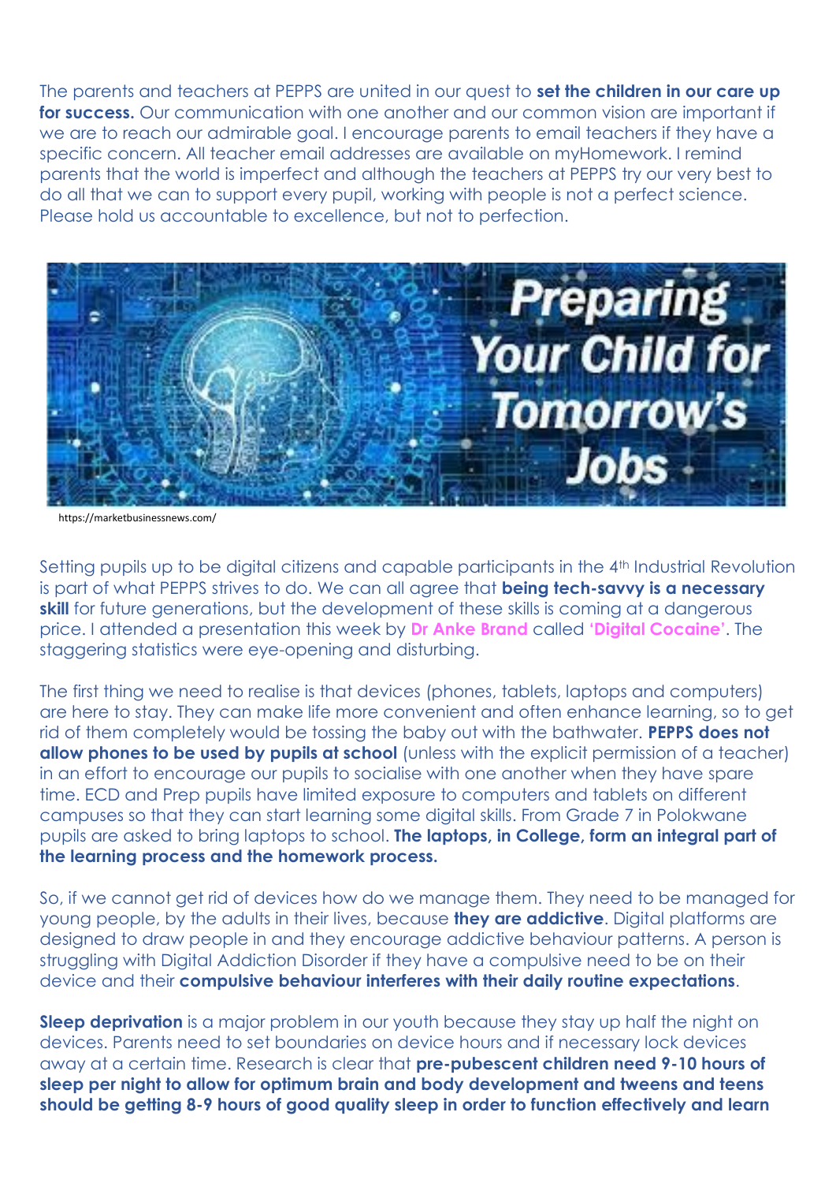The parents and teachers at PEPPS are united in our quest to **set the children in our care up for success.** Our communication with one another and our common vision are important if we are to reach our admirable goal. I encourage parents to email teachers if they have a specific concern. All teacher email addresses are available on myHomework. I remind parents that the world is imperfect and although the teachers at PEPPS try our very best to do all that we can to support every pupil, working with people is not a perfect science. Please hold us accountable to excellence, but not to perfection.

https://marketbusinessnews.com/

Setting pupils up to be digital citizens and capable participants in the 4th Industrial Revolution is part of what PEPPS strives to do. We can all agree that **being tech-savvy is a necessary skill** for future generations, but the development of these skills is coming at a dangerous price. I attended a presentation this week by **Dr Anke Brand** called **'Digital Cocaine'**. The staggering statistics were eye-opening and disturbing.

The first thing we need to realise is that devices (phones, tablets, laptops and computers) are here to stay. They can make life more convenient and often enhance learning, so to get rid of them completely would be tossing the baby out with the bathwater. **PEPPS does not allow phones to be used by pupils at school** (unless with the explicit permission of a teacher) in an effort to encourage our pupils to socialise with one another when they have spare time. ECD and Prep pupils have limited exposure to computers and tablets on different campuses so that they can start learning some digital skills. From Grade 7 in Polokwane pupils are asked to bring laptops to school. **The laptops, in College, form an integral part of the learning process and the homework process.**

So, if we cannot get rid of devices how do we manage them. They need to be managed for young people, by the adults in their lives, because **they are addictive**. Digital platforms are designed to draw people in and they encourage addictive behaviour patterns. A person is struggling with Digital Addiction Disorder if they have a compulsive need to be on their device and their **compulsive behaviour interferes with their daily routine expectations**.

**Sleep deprivation** is a major problem in our youth because they stay up half the night on devices. Parents need to set boundaries on device hours and if necessary lock devices away at a certain time. Research is clear that **pre-pubescent children need 9-10 hours of sleep per night to allow for optimum brain and body development and tweens and teens should be getting 8-9 hours of good quality sleep in order to function effectively and learn**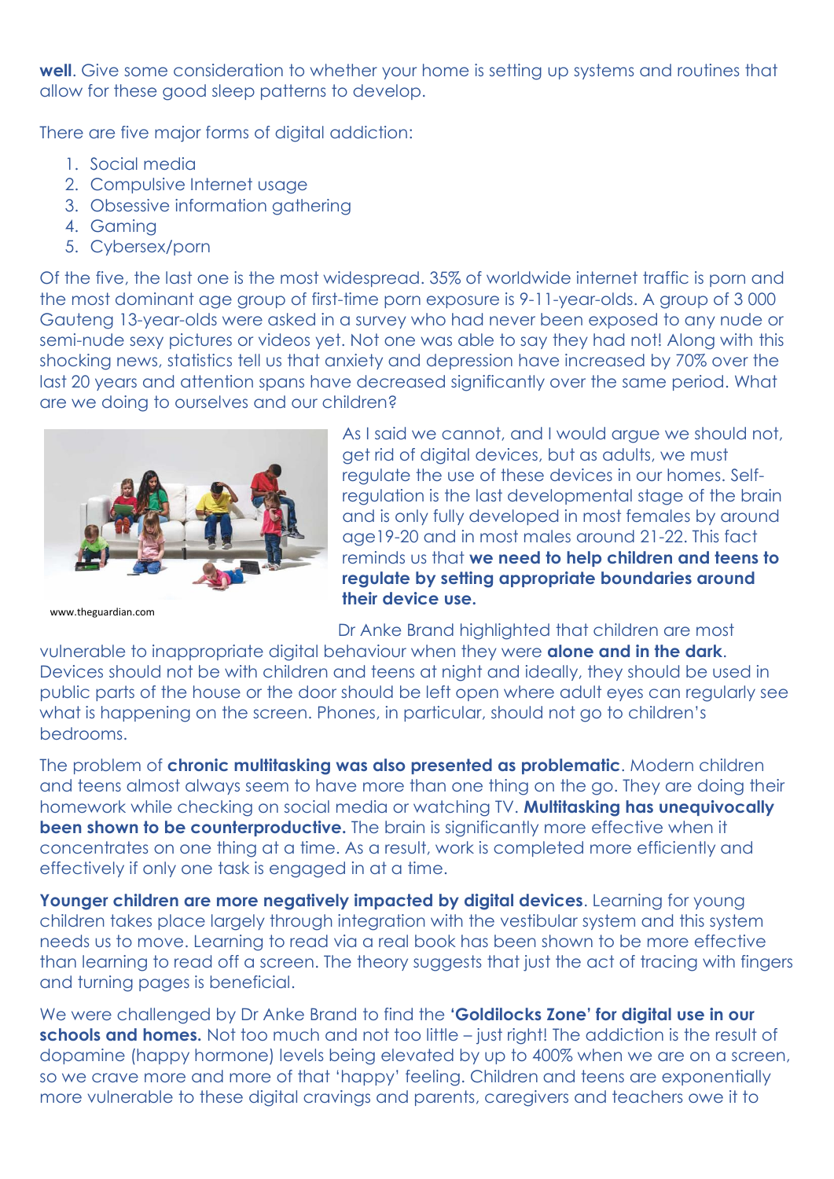**well**. Give some consideration to whether your home is setting up systems and routines that allow for these good sleep patterns to develop.

There are five major forms of digital addiction:

1. Social media
2. Compulsive Internet usage
3. Obsessive information gathering
4. Gaming
5. Cybersex/porn

Of the five, the last one is the most widespread. 35% of worldwide internet traffic is porn and the most dominant age group of first-time porn exposure is 9-11-year-olds. A group of 3 000 Gauteng 13-year-olds were asked in a survey who had never been exposed to any nude or semi-nude sexy pictures or videos yet. Not one was able to say they had not! Along with this shocking news, statistics tell us that anxiety and depression have increased by 70% over the last 20 years and attention spans have decreased significantly over the same period. What are we doing to ourselves and our children?

www.theguardian.com

As I said we cannot, and I would argue we should not, get rid of digital devices, but as adults, we must regulate the use of these devices in our homes. Self-regulation is the last developmental stage of the brain and is only fully developed in most females by around age19-20 and in most males around 21-22. This fact reminds us that **we need to help children and teens to regulate by setting appropriate boundaries around their device use.**

Dr Anke Brand highlighted that children are most vulnerable to inappropriate digital behaviour when they were **alone and in the dark**. Devices should not be with children and teens at night and ideally, they should be used in public parts of the house or the door should be left open where adult eyes can regularly see what is happening on the screen. Phones, in particular, should not go to children's bedrooms.

The problem of **chronic multitasking was also presented as problematic**. Modern children and teens almost always seem to have more than one thing on the go. They are doing their homework while checking on social media or watching TV. **Multitasking has unequivocally been shown to be counterproductive.** The brain is significantly more effective when it concentrates on one thing at a time. As a result, work is completed more efficiently and effectively if only one task is engaged in at a time.

**Younger children are more negatively impacted by digital devices**. Learning for young children takes place largely through integration with the vestibular system and this system needs us to move. Learning to read via a real book has been shown to be more effective than learning to read off a screen. The theory suggests that just the act of tracing with fingers and turning pages is beneficial.

We were challenged by Dr Anke Brand to find the **'Goldilocks Zone' for digital use in our schools and homes.** Not too much and not too little – just right! The addiction is the result of dopamine (happy hormone) levels being elevated by up to 400% when we are on a screen, so we crave more and more of that 'happy' feeling. Children and teens are exponentially more vulnerable to these digital cravings and parents, caregivers and teachers owe it to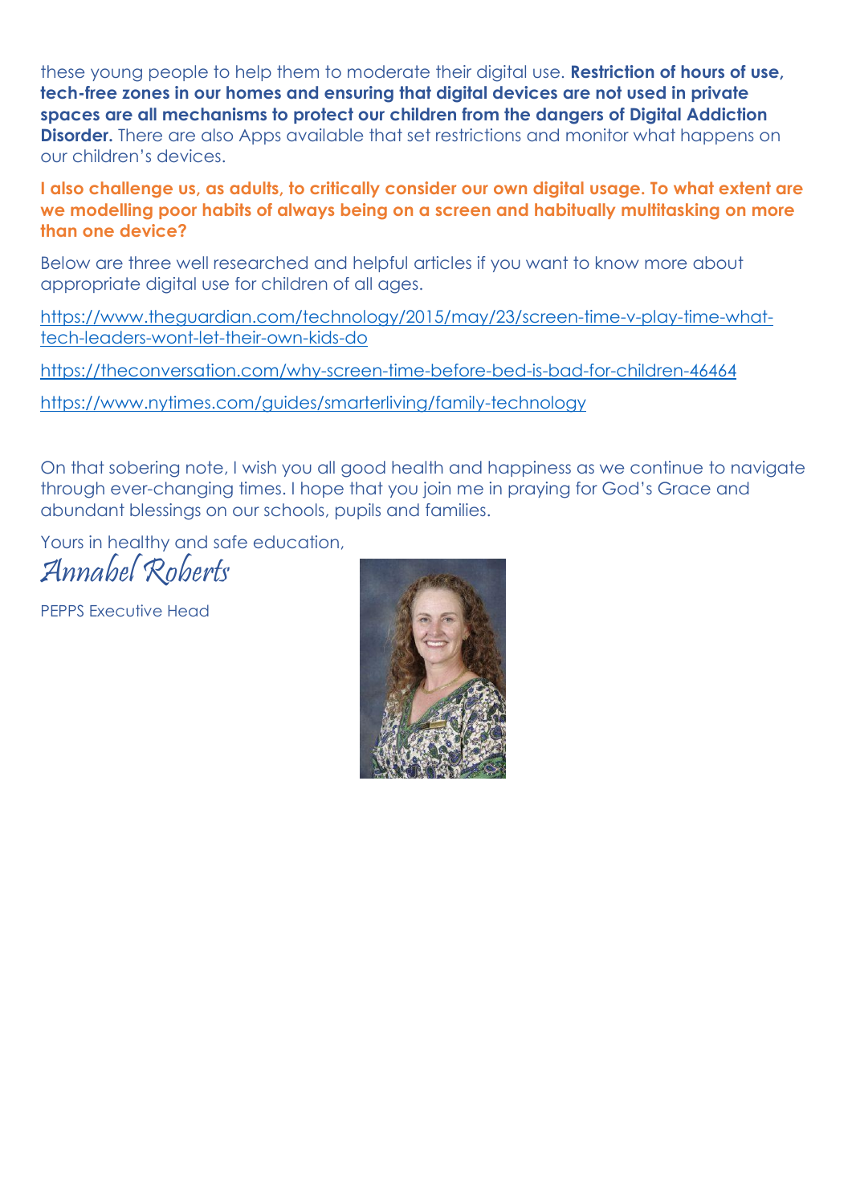these young people to help them to moderate their digital use. **Restriction of hours of use, tech-free zones in our homes and ensuring that digital devices are not used in private spaces are all mechanisms to protect our children from the dangers of Digital Addiction Disorder.** There are also Apps available that set restrictions and monitor what happens on our children's devices.

**I also challenge us, as adults, to critically consider our own digital usage. To what extent are we modelling poor habits of always being on a screen and habitually multitasking on more than one device?**

Below are three well researched and helpful articles if you want to know more about appropriate digital use for children of all ages.

https://www.theguardian.com/technology/2015/may/23/screen-time-v-play-time-what-tech-leaders-wont-let-their-own-kids-do

https://theconversation.com/why-screen-time-before-bed-is-bad-for-children-46464

https://www.nytimes.com/guides/smarterliving/family-technology

On that sobering note, I wish you all good health and happiness as we continue to navigate through ever-changing times. I hope that you join me in praying for God's Grace and abundant blessings on our schools, pupils and families.

Yours in healthy and safe education,

*Annabel Roberts*

PEPPS Executive Head